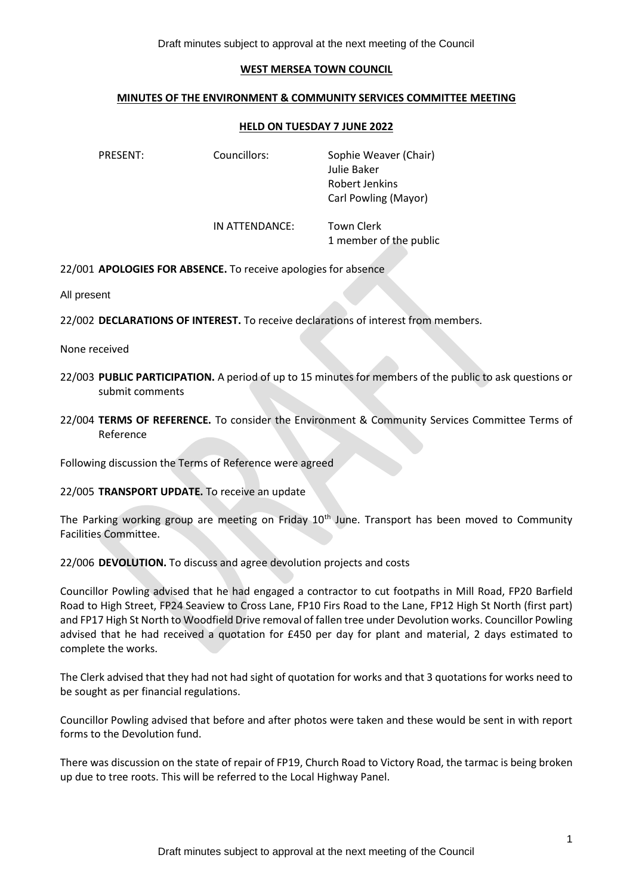Draft minutes subject to approval at the next meeting of the Council

**WEST MERSEA TOWN COUNCIL**

**MINUTES OF THE ENVIRONMENT & COMMUNITY SERVICES COMMITTEE MEETING**

**HELD ON TUESDAY 7 JUNE 2022**

PRESENT: Councillors: Sophie Weaver (Chair)
Julie Baker
Robert Jenkins
Carl Powling (Mayor)

IN ATTENDANCE: Town Clerk
1 member of the public

22/001 **APOLOGIES FOR ABSENCE.** To receive apologies for absence

All present

22/002 **DECLARATIONS OF INTEREST.** To receive declarations of interest from members.

None received

22/003 **PUBLIC PARTICIPATION.** A period of up to 15 minutes for members of the public to ask questions or submit comments

22/004 **TERMS OF REFERENCE.** To consider the Environment & Community Services Committee Terms of Reference

Following discussion the Terms of Reference were agreed

22/005 **TRANSPORT UPDATE.** To receive an update

The Parking working group are meeting on Friday 10th June. Transport has been moved to Community Facilities Committee.

22/006 **DEVOLUTION.** To discuss and agree devolution projects and costs

Councillor Powling advised that he had engaged a contractor to cut footpaths in Mill Road, FP20 Barfield Road to High Street, FP24 Seaview to Cross Lane, FP10 Firs Road to the Lane, FP12 High St North (first part) and FP17 High St North to Woodfield Drive removal of fallen tree under Devolution works. Councillor Powling advised that he had received a quotation for £450 per day for plant and material, 2 days estimated to complete the works.

The Clerk advised that they had not had sight of quotation for works and that 3 quotations for works need to be sought as per financial regulations.

Councillor Powling advised that before and after photos were taken and these would be sent in with report forms to the Devolution fund.

There was discussion on the state of repair of FP19, Church Road to Victory Road, the tarmac is being broken up due to tree roots. This will be referred to the Local Highway Panel.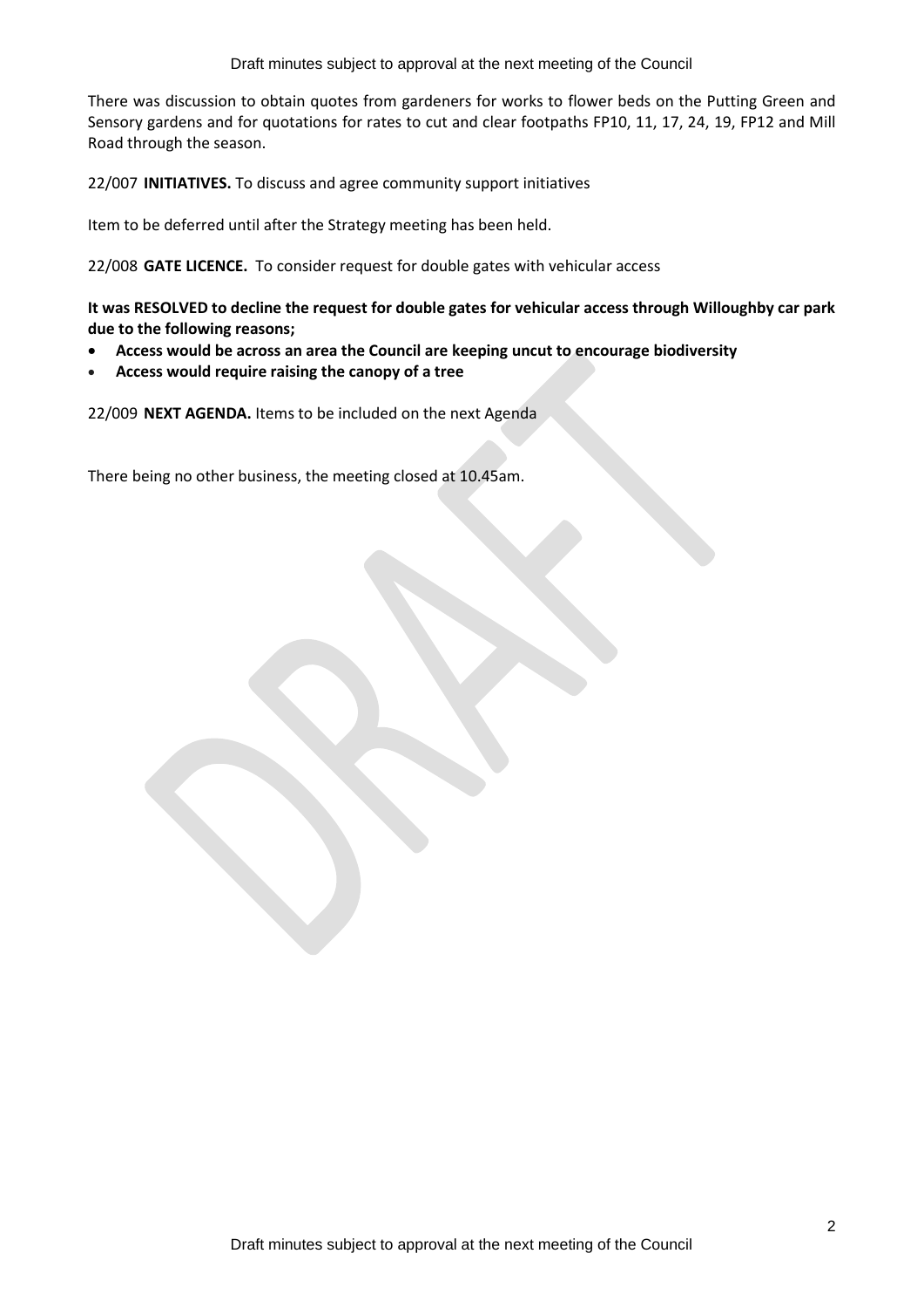There was discussion to obtain quotes from gardeners for works to flower beds on the Putting Green and Sensory gardens and for quotations for rates to cut and clear footpaths FP10, 11, 17, 24, 19, FP12 and Mill Road through the season.

22/007 **INITIATIVES.** To discuss and agree community support initiatives

Item to be deferred until after the Strategy meeting has been held.

22/008 **GATE LICENCE.** To consider request for double gates with vehicular access

**It was RESOLVED to decline the request for double gates for vehicular access through Willoughby car park due to the following reasons;**

- **Access would be across an area the Council are keeping uncut to encourage biodiversity**
- **Access would require raising the canopy of a tree**

22/009 **NEXT AGENDA.** Items to be included on the next Agenda

There being no other business, the meeting closed at 10.45am.